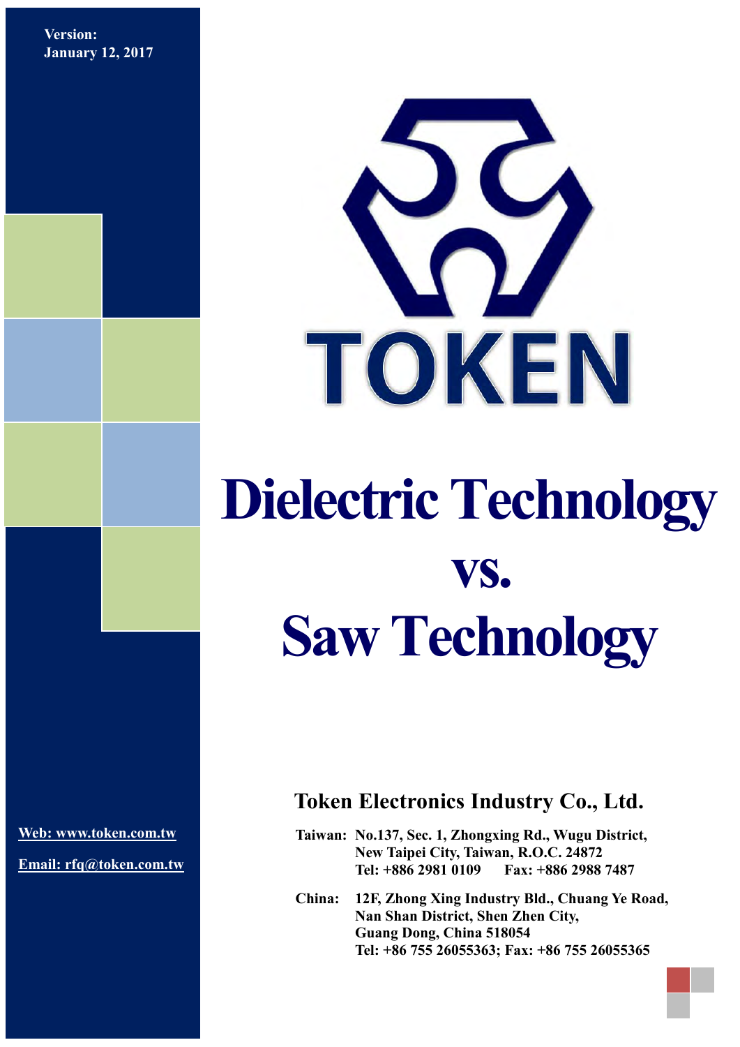Version:
January 12, 2017

TOKEN

# Dielectric Technology vs. Saw Technology

## Token Electronics Industry Co., Ltd.

Web: www.token.com.tw

Email: rfq@token.com.tw

**Taiwan:** No.137, Sec. 1, Zhongxing Rd., Wugu District,
New Taipei City, Taiwan, R.O.C. 24872
Tel: +886 2981 0109    Fax: +886 2988 7487

**China:** 12F, Zhong Xing Industry Bld., Chuang Ye Road,
Nan Shan District, Shen Zhen City,
Guang Dong, China 518054
Tel: +86 755 26055363; Fax: +86 755 26055365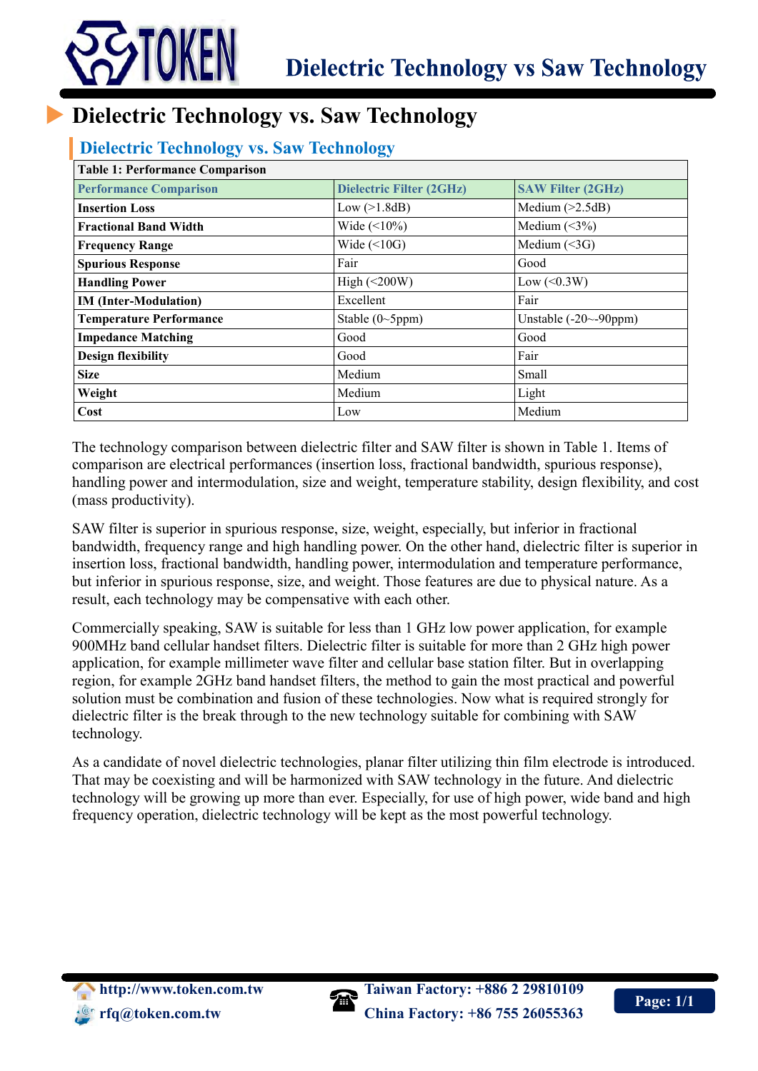# Dielectric Technology vs. Saw Technology

## Dielectric Technology vs. Saw Technology

Table 1: Performance Comparison

| Performance Comparison | Dielectric Filter (2GHz) | SAW Filter (2GHz) |
|---|---|---|
| **Insertion Loss** | Low (>1.8dB) | Medium (>2.5dB) |
| **Fractional Band Width** | Wide (<10%) | Medium (<3%) |
| **Frequency Range** | Wide (<10G) | Medium (<3G) |
| **Spurious Response** | Fair | Good |
| **Handling Power** | High (<200W) | Low (<0.3W) |
| **IM (Inter-Modulation)** | Excellent | Fair |
| **Temperature Performance** | Stable (0~5ppm) | Unstable (-20~-90ppm) |
| **Impedance Matching** | Good | Good |
| **Design flexibility** | Good | Fair |
| **Size** | Medium | Small |
| **Weight** | Medium | Light |
| **Cost** | Low | Medium |

The technology comparison between dielectric filter and SAW filter is shown in Table 1. Items of comparison are electrical performances (insertion loss, fractional bandwidth, spurious response), handling power and intermodulation, size and weight, temperature stability, design flexibility, and cost (mass productivity).

SAW filter is superior in spurious response, size, weight, especially, but inferior in fractional bandwidth, frequency range and high handling power. On the other hand, dielectric filter is superior in insertion loss, fractional bandwidth, handling power, intermodulation and temperature performance, but inferior in spurious response, size, and weight. Those features are due to physical nature. As a result, each technology may be compensative with each other.

Commercially speaking, SAW is suitable for less than 1 GHz low power application, for example 900MHz band cellular handset filters. Dielectric filter is suitable for more than 2 GHz high power application, for example millimeter wave filter and cellular base station filter. But in overlapping region, for example 2GHz band handset filters, the method to gain the most practical and powerful solution must be combination and fusion of these technologies. Now what is required strongly for dielectric filter is the break through to the new technology suitable for combining with SAW technology.

As a candidate of novel dielectric technologies, planar filter utilizing thin film electrode is introduced. That may be coexisting and will be harmonized with SAW technology in the future. And dielectric technology will be growing up more than ever. Especially, for use of high power, wide band and high frequency operation, dielectric technology will be kept as the most powerful technology.